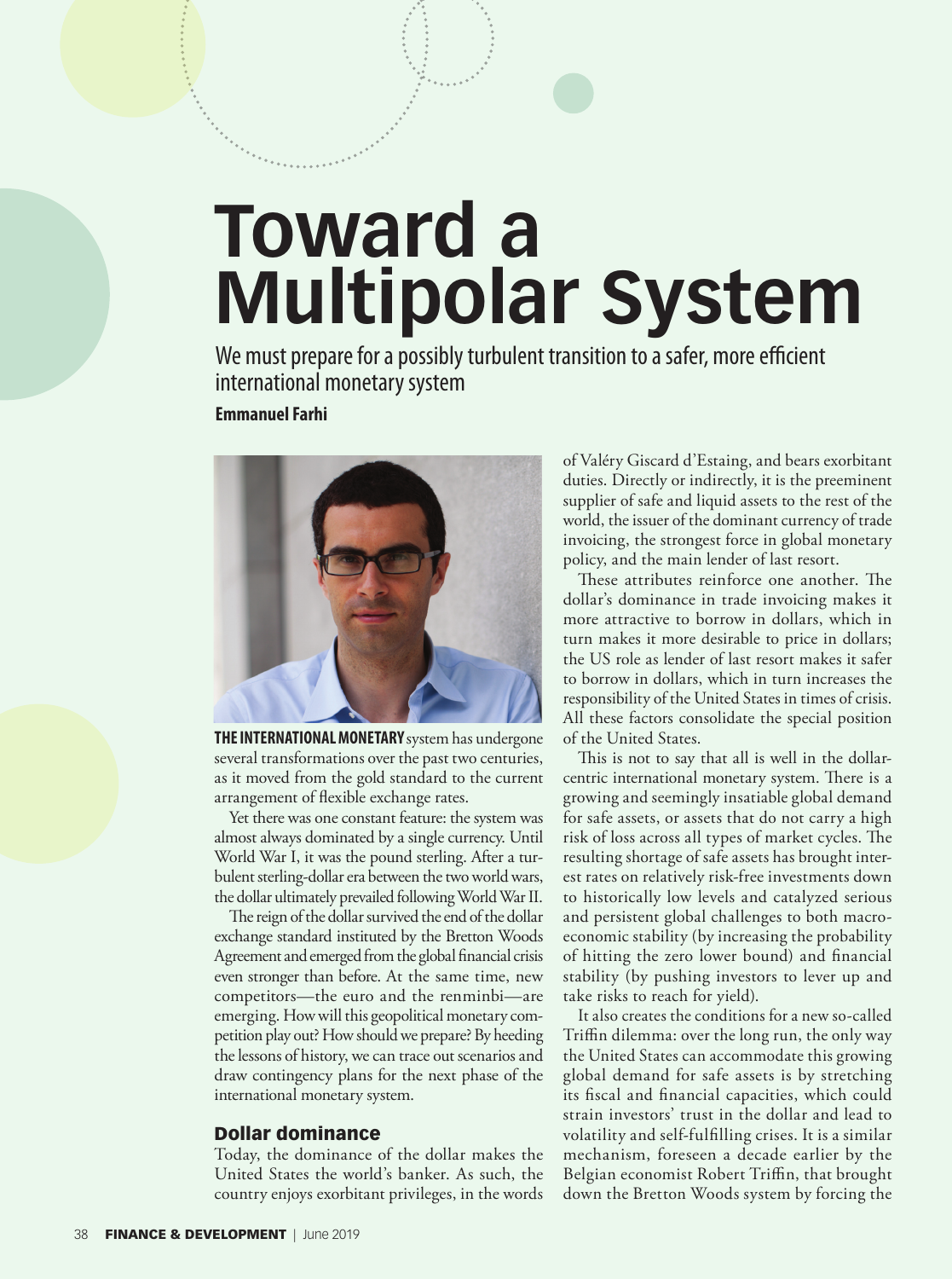# Toward a Multipolar System

We must prepare for a possibly turbulent transition to a safer, more efficient international monetary system

**Emmanuel Farhi**

**THE INTERNATIONAL MONETARY** system has undergone several transformations over the past two centuries, as it moved from the gold standard to the current arrangement of flexible exchange rates.

Yet there was one constant feature: the system was almost always dominated by a single currency. Until World War I, it was the pound sterling. After a turbulent sterling-dollar era between the two world wars, the dollar ultimately prevailed following World War II.

The reign of the dollar survived the end of the dollar exchange standard instituted by the Bretton Woods Agreement and emerged from the global financial crisis even stronger than before. At the same time, new competitors—the euro and the renminbi—are emerging. How will this geopolitical monetary competition play out? How should we prepare? By heeding the lessons of history, we can trace out scenarios and draw contingency plans for the next phase of the international monetary system.

## Dollar dominance

Today, the dominance of the dollar makes the United States the world's banker. As such, the country enjoys exorbitant privileges, in the words of Valéry Giscard d'Estaing, and bears exorbitant duties. Directly or indirectly, it is the preeminent supplier of safe and liquid assets to the rest of the world, the issuer of the dominant currency of trade invoicing, the strongest force in global monetary policy, and the main lender of last resort.

These attributes reinforce one another. The dollar's dominance in trade invoicing makes it more attractive to borrow in dollars, which in turn makes it more desirable to price in dollars; the US role as lender of last resort makes it safer to borrow in dollars, which in turn increases the responsibility of the United States in times of crisis. All these factors consolidate the special position of the United States.

This is not to say that all is well in the dollar-centric international monetary system. There is a growing and seemingly insatiable global demand for safe assets, or assets that do not carry a high risk of loss across all types of market cycles. The resulting shortage of safe assets has brought interest rates on relatively risk-free investments down to historically low levels and catalyzed serious and persistent global challenges to both macroeconomic stability (by increasing the probability of hitting the zero lower bound) and financial stability (by pushing investors to lever up and take risks to reach for yield).

It also creates the conditions for a new so-called Triffin dilemma: over the long run, the only way the United States can accommodate this growing global demand for safe assets is by stretching its fiscal and financial capacities, which could strain investors' trust in the dollar and lead to volatility and self-fulfilling crises. It is a similar mechanism, foreseen a decade earlier by the Belgian economist Robert Triffin, that brought down the Bretton Woods system by forcing the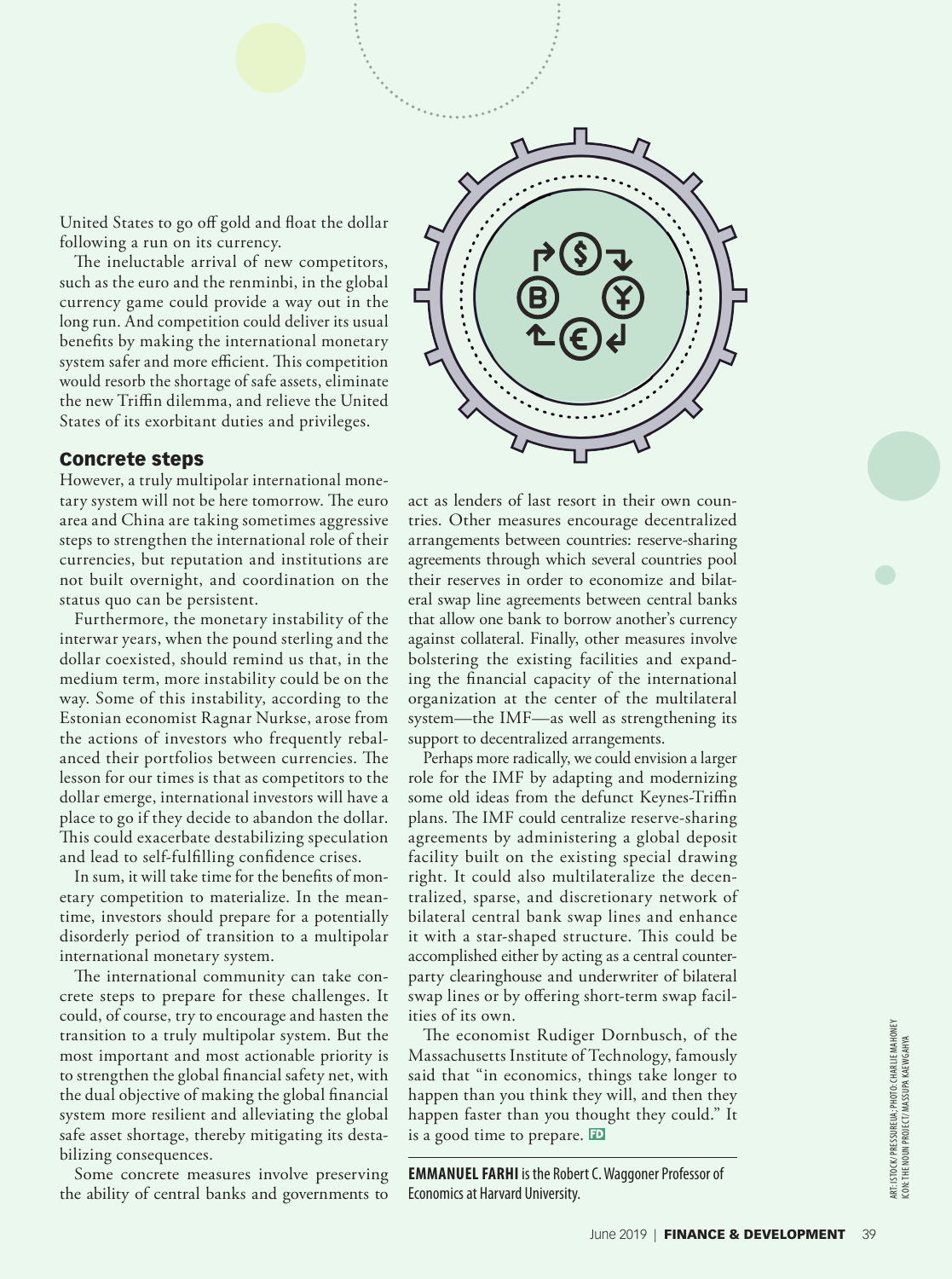United States to go off gold and float the dollar following a run on its currency.

The ineluctable arrival of new competitors, such as the euro and the renminbi, in the global currency game could provide a way out in the long run. And competition could deliver its usual benefits by making the international monetary system safer and more efficient. This competition would resorb the shortage of safe assets, eliminate the new Triffin dilemma, and relieve the United States of its exorbitant duties and privileges.

## Concrete steps

However, a truly multipolar international monetary system will not be here tomorrow. The euro area and China are taking sometimes aggressive steps to strengthen the international role of their currencies, but reputation and institutions are not built overnight, and coordination on the status quo can be persistent.

Furthermore, the monetary instability of the interwar years, when the pound sterling and the dollar coexisted, should remind us that, in the medium term, more instability could be on the way. Some of this instability, according to the Estonian economist Ragnar Nurkse, arose from the actions of investors who frequently rebalanced their portfolios between currencies. The lesson for our times is that as competitors to the dollar emerge, international investors will have a place to go if they decide to abandon the dollar. This could exacerbate destabilizing speculation and lead to self-fulfilling confidence crises.

In sum, it will take time for the benefits of monetary competition to materialize. In the meantime, investors should prepare for a potentially disorderly period of transition to a multipolar international monetary system.

The international community can take concrete steps to prepare for these challenges. It could, of course, try to encourage and hasten the transition to a truly multipolar system. But the most important and most actionable priority is to strengthen the global financial safety net, with the dual objective of making the global financial system more resilient and alleviating the global safe asset shortage, thereby mitigating its destabilizing consequences.

Some concrete measures involve preserving the ability of central banks and governments to act as lenders of last resort in their own countries. Other measures encourage decentralized arrangements between countries: reserve-sharing agreements through which several countries pool their reserves in order to economize and bilateral swap line agreements between central banks that allow one bank to borrow another's currency against collateral. Finally, other measures involve bolstering the existing facilities and expanding the financial capacity of the international organization at the center of the multilateral system—the IMF—as well as strengthening its support to decentralized arrangements.

Perhaps more radically, we could envision a larger role for the IMF by adapting and modernizing some old ideas from the defunct Keynes-Triffin plans. The IMF could centralize reserve-sharing agreements by administering a global deposit facility built on the existing special drawing right. It could also multilateralize the decentralized, sparse, and discretionary network of bilateral central bank swap lines and enhance it with a star-shaped structure. This could be accomplished either by acting as a central counterparty clearinghouse and underwriter of bilateral swap lines or by offering short-term swap facilities of its own.

The economist Rudiger Dornbusch, of the Massachusetts Institute of Technology, famously said that "in economics, things take longer to happen than you think they will, and then they happen faster than you thought they could." It is a good time to prepare.

**EMMANUEL FARHI** is the Robert C. Waggoner Professor of Economics at Harvard University.

ART: ISTOCK/PRESSUREUA; PHOTO: CHARLIE MAHONEY
ICON: THE NOUN PROJECT/MASSUPA KAEWGAHYA